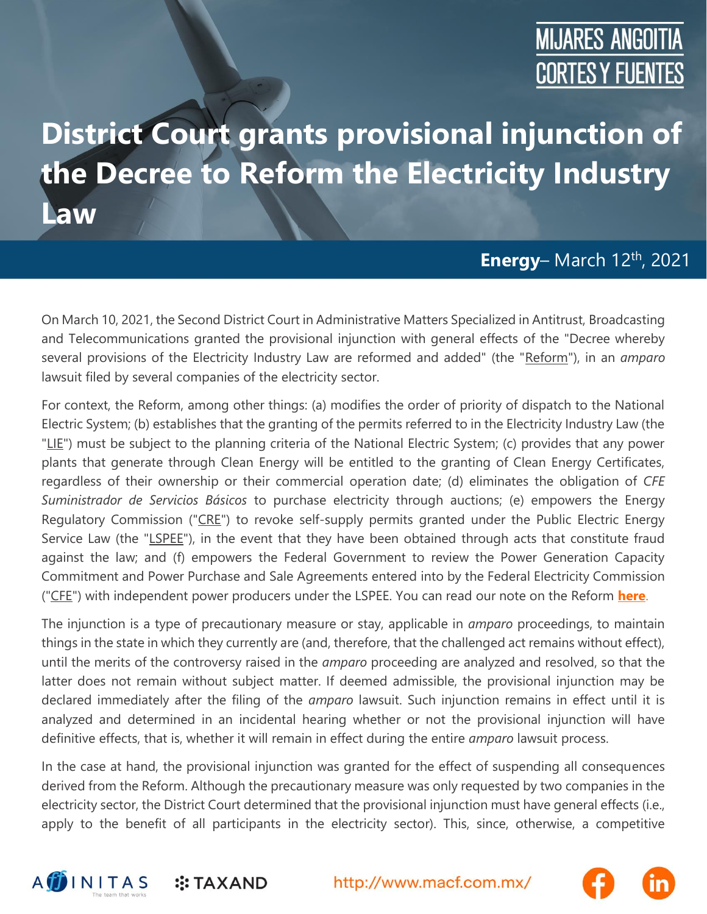MIJARES ANGOITIA CORTES Y FUENTES

# District Court grants provisional injunction of the Decree to Reform the Electricity Industry Law

**Energy**– March 12th, 2021

On March 10, 2021, the Second District Court in Administrative Matters Specialized in Antitrust, Broadcasting and Telecommunications granted the provisional injunction with general effects of the "Decree whereby several provisions of the Electricity Industry Law are reformed and added" (the "Reform"), in an *amparo* lawsuit filed by several companies of the electricity sector.

For context, the Reform, among other things: (a) modifies the order of priority of dispatch to the National Electric System; (b) establishes that the granting of the permits referred to in the Electricity Industry Law (the "LIE") must be subject to the planning criteria of the National Electric System; (c) provides that any power plants that generate through Clean Energy will be entitled to the granting of Clean Energy Certificates, regardless of their ownership or their commercial operation date; (d) eliminates the obligation of *CFE Suministrador de Servicios Básicos* to purchase electricity through auctions; (e) empowers the Energy Regulatory Commission ("CRE") to revoke self-supply permits granted under the Public Electric Energy Service Law (the "LSPEE"), in the event that they have been obtained through acts that constitute fraud against the law; and (f) empowers the Federal Government to review the Power Generation Capacity Commitment and Power Purchase and Sale Agreements entered into by the Federal Electricity Commission ("CFE") with independent power producers under the LSPEE. You can read our note on the Reform **here**.

The injunction is a type of precautionary measure or stay, applicable in *amparo* proceedings, to maintain things in the state in which they currently are (and, therefore, that the challenged act remains without effect), until the merits of the controversy raised in the *amparo* proceeding are analyzed and resolved, so that the latter does not remain without subject matter. If deemed admissible, the provisional injunction may be declared immediately after the filing of the *amparo* lawsuit. Such injunction remains in effect until it is analyzed and determined in an incidental hearing whether or not the provisional injunction will have definitive effects, that is, whether it will remain in effect during the entire *amparo* lawsuit process.

In the case at hand, the provisional injunction was granted for the effect of suspending all consequences derived from the Reform. Although the precautionary measure was only requested by two companies in the electricity sector, the District Court determined that the provisional injunction must have general effects (i.e., apply to the benefit of all participants in the electricity sector). This, since, otherwise, a competitive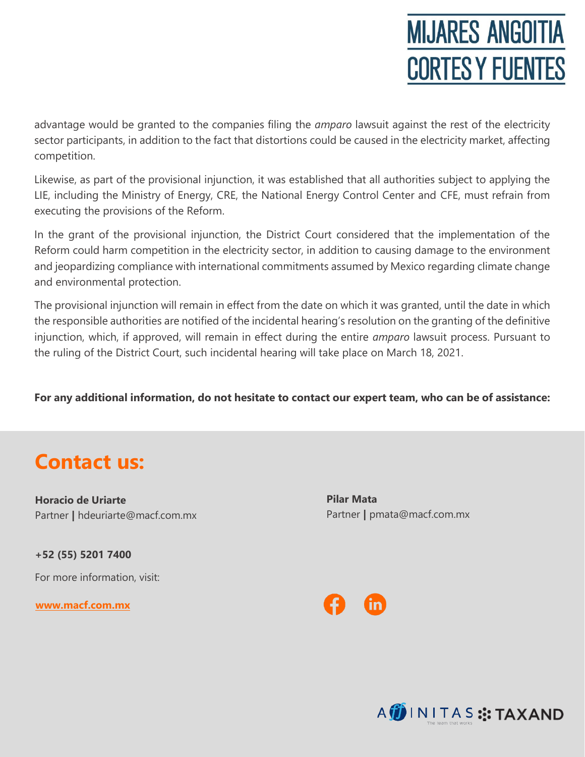advantage would be granted to the companies filing the *amparo* lawsuit against the rest of the electricity sector participants, in addition to the fact that distortions could be caused in the electricity market, affecting competition.

Likewise, as part of the provisional injunction, it was established that all authorities subject to applying the LIE, including the Ministry of Energy, CRE, the National Energy Control Center and CFE, must refrain from executing the provisions of the Reform.

In the grant of the provisional injunction, the District Court considered that the implementation of the Reform could harm competition in the electricity sector, in addition to causing damage to the environment and jeopardizing compliance with international commitments assumed by Mexico regarding climate change and environmental protection.

The provisional injunction will remain in effect from the date on which it was granted, until the date in which the responsible authorities are notified of the incidental hearing's resolution on the granting of the definitive injunction, which, if approved, will remain in effect during the entire *amparo* lawsuit process. Pursuant to the ruling of the District Court, such incidental hearing will take place on March 18, 2021.

**For any additional information, do not hesitate to contact our expert team, who can be of assistance:**

## Contact us:

**Horacio de Uriarte**
Partner **|** hdeuriarte@macf.com.mx

**Pilar Mata**
Partner **|** pmata@macf.com.mx

**+52 (55) 5201 7400**

For more information, visit:

**www.macf.com.mx**